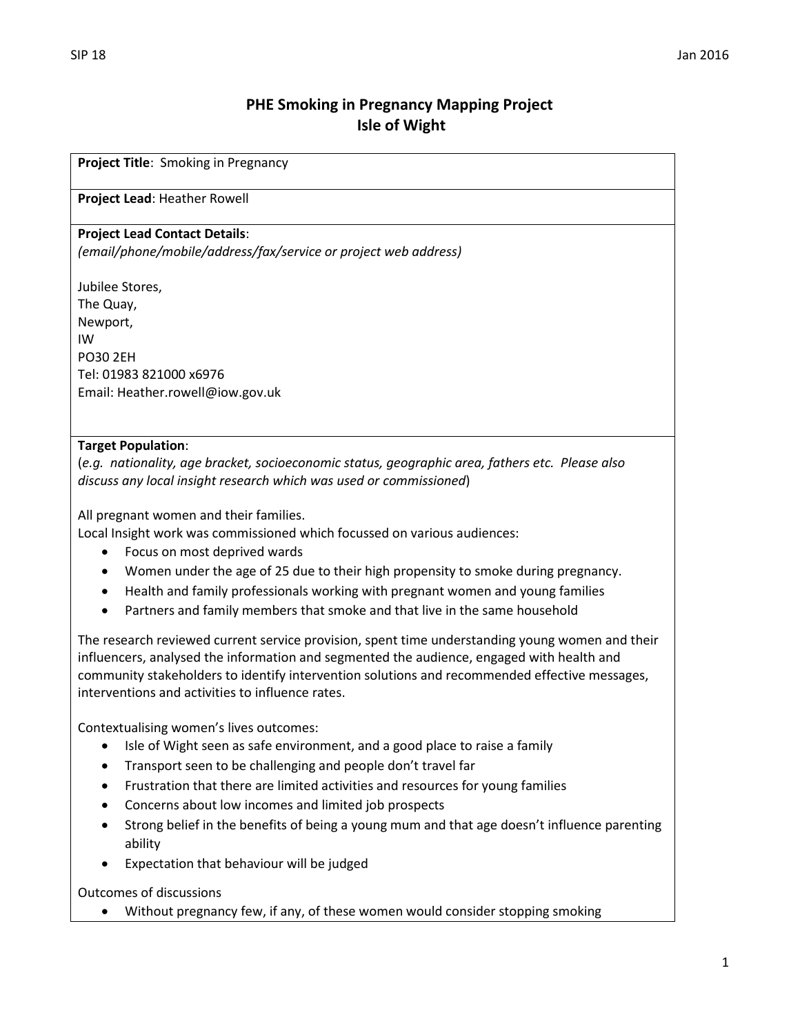# PHE Smoking in Pregnancy Mapping Project
## Isle of Wight

**Project Title**: Smoking in Pregnancy

**Project Lead**: Heather Rowell

**Project Lead Contact Details**:
*(email/phone/mobile/address/fax/service or project web address)*

Jubilee Stores,
The Quay,
Newport,
IW
PO30 2EH
Tel: 01983 821000 x6976
Email: Heather.rowell@iow.gov.uk

**Target Population**:
(*e.g. nationality, age bracket, socioeconomic status, geographic area, fathers etc. Please also discuss any local insight research which was used or commissioned*)

All pregnant women and their families.
Local Insight work was commissioned which focussed on various audiences:

- Focus on most deprived wards
- Women under the age of 25 due to their high propensity to smoke during pregnancy.
- Health and family professionals working with pregnant women and young families
- Partners and family members that smoke and that live in the same household

The research reviewed current service provision, spent time understanding young women and their influencers, analysed the information and segmented the audience, engaged with health and community stakeholders to identify intervention solutions and recommended effective messages, interventions and activities to influence rates.

Contextualising women's lives outcomes:

- Isle of Wight seen as safe environment, and a good place to raise a family
- Transport seen to be challenging and people don't travel far
- Frustration that there are limited activities and resources for young families
- Concerns about low incomes and limited job prospects
- Strong belief in the benefits of being a young mum and that age doesn't influence parenting ability
- Expectation that behaviour will be judged

Outcomes of discussions

- Without pregnancy few, if any, of these women would consider stopping smoking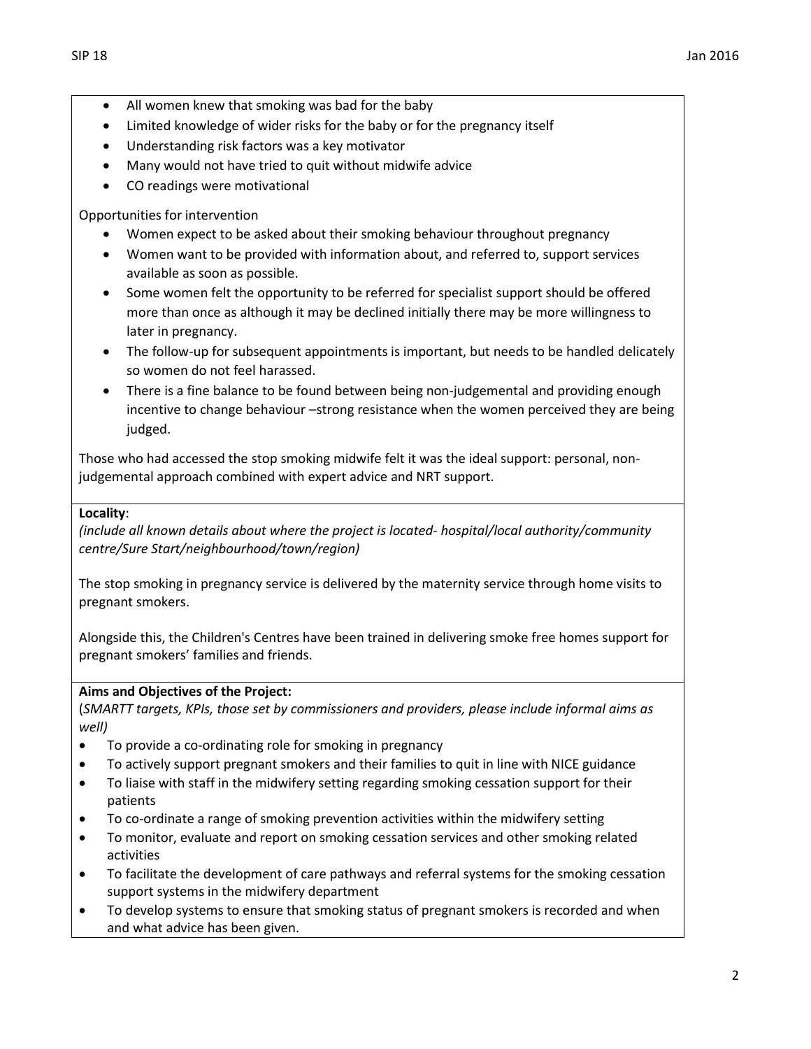- All women knew that smoking was bad for the baby
- Limited knowledge of wider risks for the baby or for the pregnancy itself
- Understanding risk factors was a key motivator
- Many would not have tried to quit without midwife advice
- CO readings were motivational

Opportunities for intervention

- Women expect to be asked about their smoking behaviour throughout pregnancy
- Women want to be provided with information about, and referred to, support services available as soon as possible.
- Some women felt the opportunity to be referred for specialist support should be offered more than once as although it may be declined initially there may be more willingness to later in pregnancy.
- The follow-up for subsequent appointments is important, but needs to be handled delicately so women do not feel harassed.
- There is a fine balance to be found between being non-judgemental and providing enough incentive to change behaviour –strong resistance when the women perceived they are being judged.

Those who had accessed the stop smoking midwife felt it was the ideal support: personal, non-judgemental approach combined with expert advice and NRT support.

**Locality**:
*(include all known details about where the project is located- hospital/local authority/community centre/Sure Start/neighbourhood/town/region)*

The stop smoking in pregnancy service is delivered by the maternity service through home visits to pregnant smokers.

Alongside this, the Children's Centres have been trained in delivering smoke free homes support for pregnant smokers' families and friends.

**Aims and Objectives of the Project:**
(*SMARTT targets, KPIs, those set by commissioners and providers, please include informal aims as well)*

- To provide a co-ordinating role for smoking in pregnancy
- To actively support pregnant smokers and their families to quit in line with NICE guidance
- To liaise with staff in the midwifery setting regarding smoking cessation support for their patients
- To co-ordinate a range of smoking prevention activities within the midwifery setting
- To monitor, evaluate and report on smoking cessation services and other smoking related activities
- To facilitate the development of care pathways and referral systems for the smoking cessation support systems in the midwifery department
- To develop systems to ensure that smoking status of pregnant smokers is recorded and when and what advice has been given.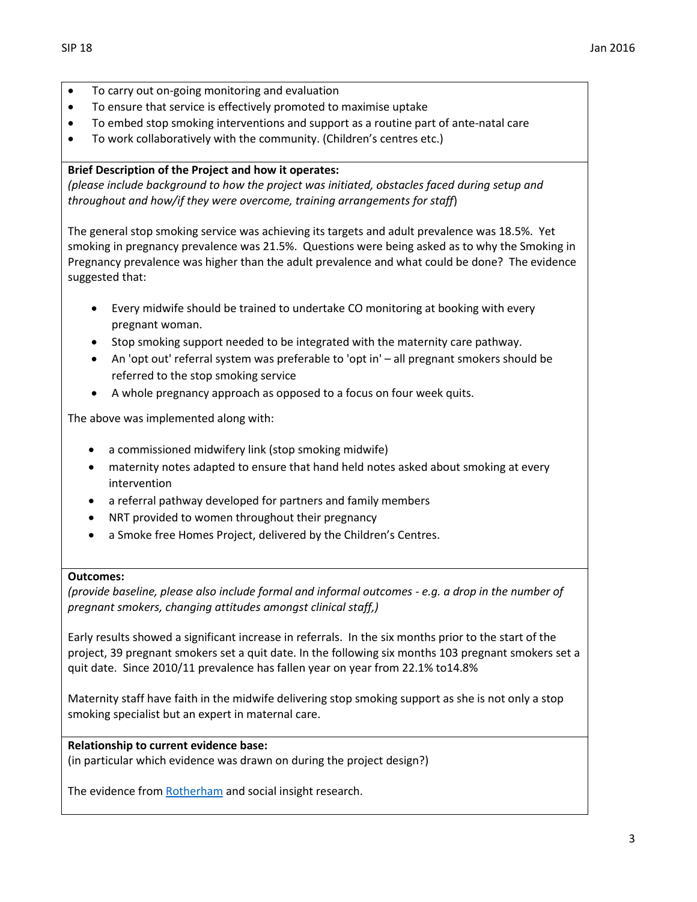- To carry out on-going monitoring and evaluation
- To ensure that service is effectively promoted to maximise uptake
- To embed stop smoking interventions and support as a routine part of ante-natal care
- To work collaboratively with the community. (Children's centres etc.)

**Brief Description of the Project and how it operates:**
*(please include background to how the project was initiated, obstacles faced during setup and throughout and how/if they were overcome, training arrangements for staff*)

The general stop smoking service was achieving its targets and adult prevalence was 18.5%. Yet smoking in pregnancy prevalence was 21.5%. Questions were being asked as to why the Smoking in Pregnancy prevalence was higher than the adult prevalence and what could be done? The evidence suggested that:

- Every midwife should be trained to undertake CO monitoring at booking with every pregnant woman.
- Stop smoking support needed to be integrated with the maternity care pathway.
- An 'opt out' referral system was preferable to 'opt in' – all pregnant smokers should be referred to the stop smoking service
- A whole pregnancy approach as opposed to a focus on four week quits.

The above was implemented along with:

- a commissioned midwifery link (stop smoking midwife)
- maternity notes adapted to ensure that hand held notes asked about smoking at every intervention
- a referral pathway developed for partners and family members
- NRT provided to women throughout their pregnancy
- a Smoke free Homes Project, delivered by the Children's Centres.

**Outcomes:**
*(provide baseline, please also include formal and informal outcomes - e.g. a drop in the number of pregnant smokers, changing attitudes amongst clinical staff,)*

Early results showed a significant increase in referrals. In the six months prior to the start of the project, 39 pregnant smokers set a quit date. In the following six months 103 pregnant smokers set a quit date. Since 2010/11 prevalence has fallen year on year from 22.1% to14.8%

Maternity staff have faith in the midwife delivering stop smoking support as she is not only a stop smoking specialist but an expert in maternal care.

**Relationship to current evidence base:**
(in particular which evidence was drawn on during the project design?)

The evidence from Rotherham and social insight research.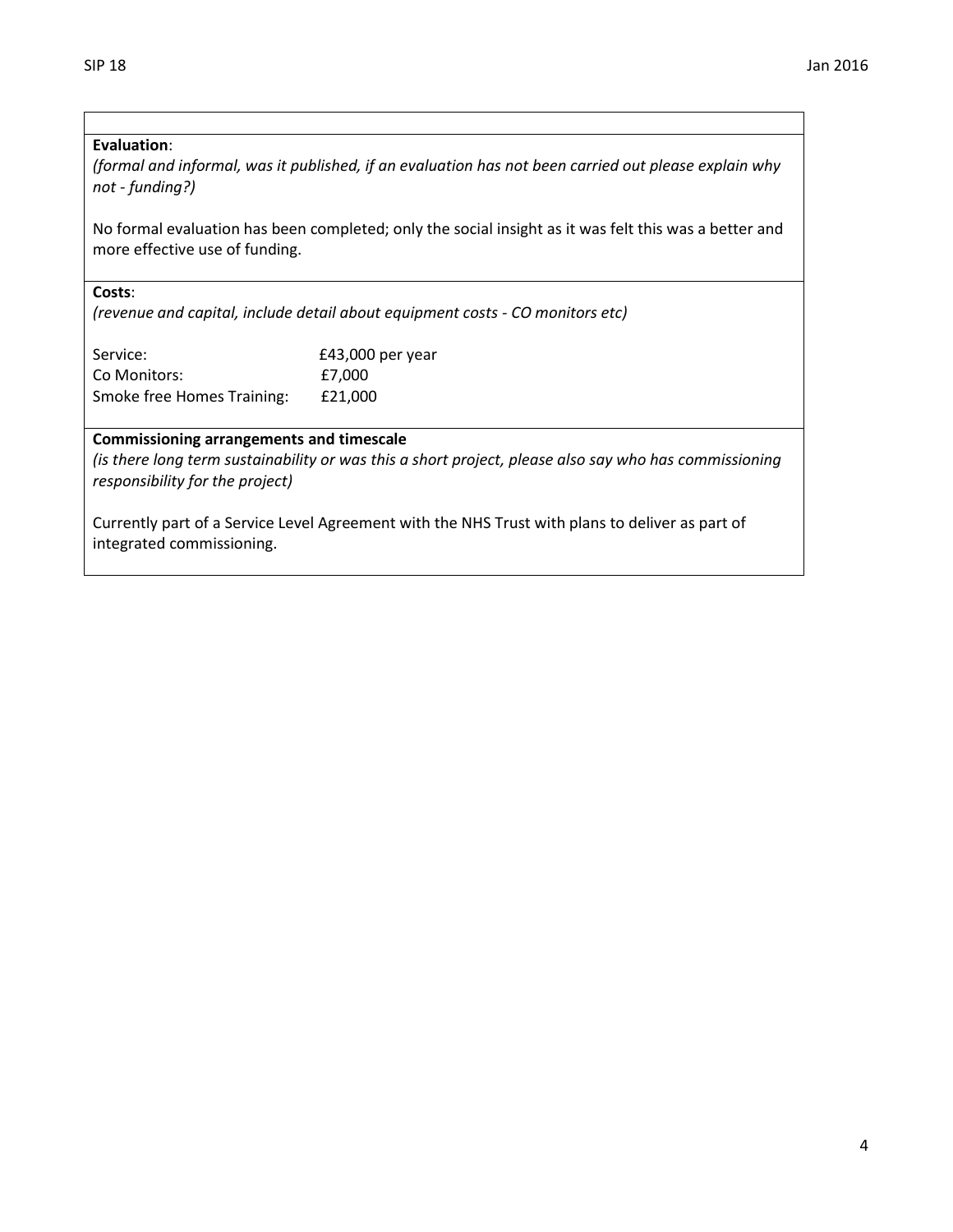**Evaluation**:

*(formal and informal, was it published, if an evaluation has not been carried out please explain why not - funding?)*

No formal evaluation has been completed; only the social insight as it was felt this was a better and more effective use of funding.

**Costs**:

*(revenue and capital, include detail about equipment costs - CO monitors etc)*

| | |
|---|---|
| Service: | £43,000 per year |
| Co Monitors: | £7,000 |
| Smoke free Homes Training: | £21,000 |

**Commissioning arrangements and timescale**

*(is there long term sustainability or was this a short project, please also say who has commissioning responsibility for the project)*

Currently part of a Service Level Agreement with the NHS Trust with plans to deliver as part of integrated commissioning.